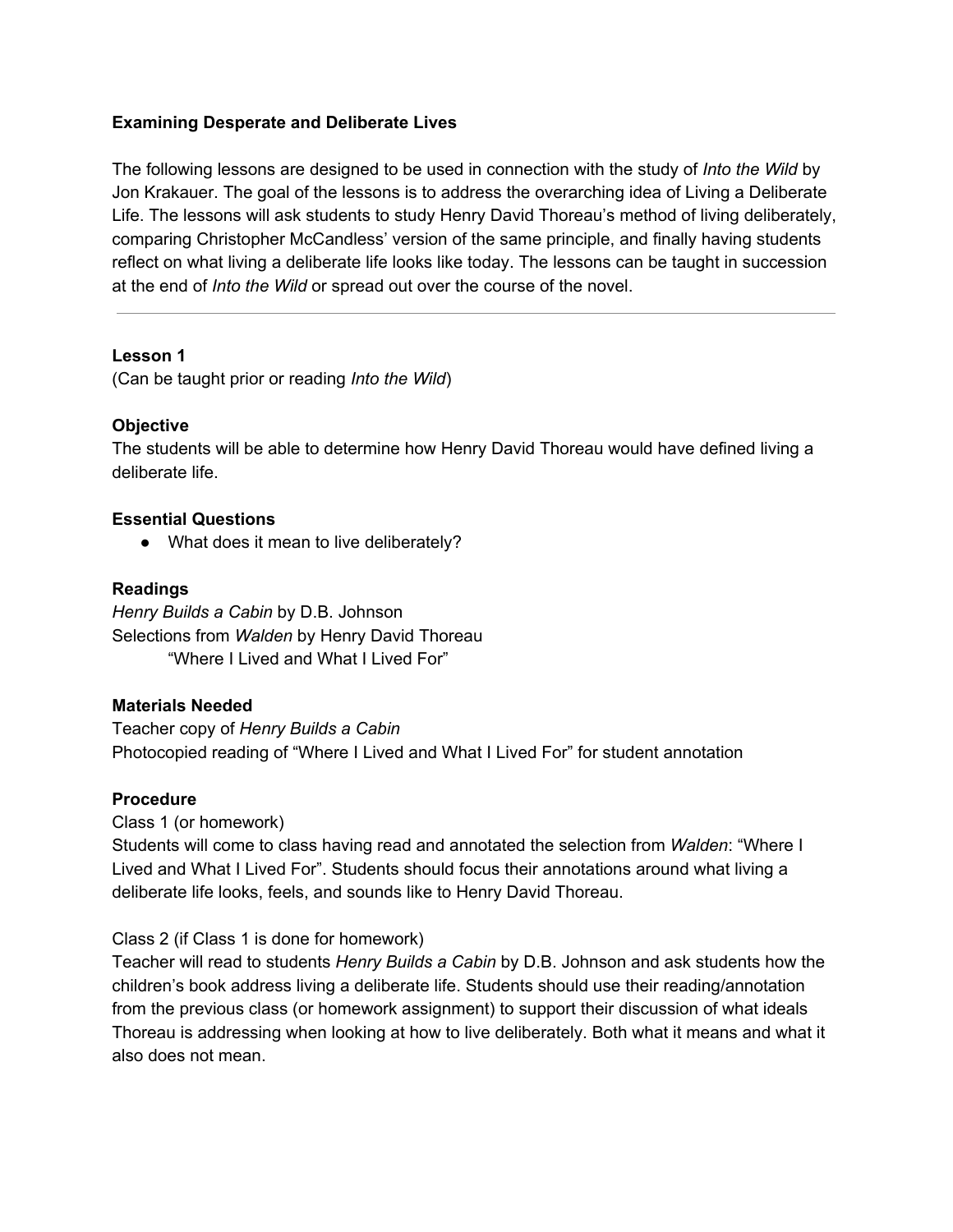**Examining Desperate and Deliberate Lives**

The following lessons are designed to be used in connection with the study of *Into the Wild* by Jon Krakauer. The goal of the lessons is to address the overarching idea of Living a Deliberate Life. The lessons will ask students to study Henry David Thoreau's method of living deliberately, comparing Christopher McCandless' version of the same principle, and finally having students reflect on what living a deliberate life looks like today. The lessons can be taught in succession at the end of *Into the Wild* or spread out over the course of the novel.

---

**Lesson 1**

(Can be taught prior or reading *Into the Wild*)

**Objective**

The students will be able to determine how Henry David Thoreau would have defined living a deliberate life.

**Essential Questions**

- What does it mean to live deliberately?

**Readings**

*Henry Builds a Cabin* by D.B. Johnson
Selections from *Walden* by Henry David Thoreau
"Where I Lived and What I Lived For"

**Materials Needed**

Teacher copy of *Henry Builds a Cabin*
Photocopied reading of "Where I Lived and What I Lived For" for student annotation

**Procedure**

Class 1 (or homework)
Students will come to class having read and annotated the selection from *Walden*: "Where I Lived and What I Lived For". Students should focus their annotations around what living a deliberate life looks, feels, and sounds like to Henry David Thoreau.

Class 2 (if Class 1 is done for homework)
Teacher will read to students *Henry Builds a Cabin* by D.B. Johnson and ask students how the children's book address living a deliberate life. Students should use their reading/annotation from the previous class (or homework assignment) to support their discussion of what ideals Thoreau is addressing when looking at how to live deliberately. Both what it means and what it also does not mean.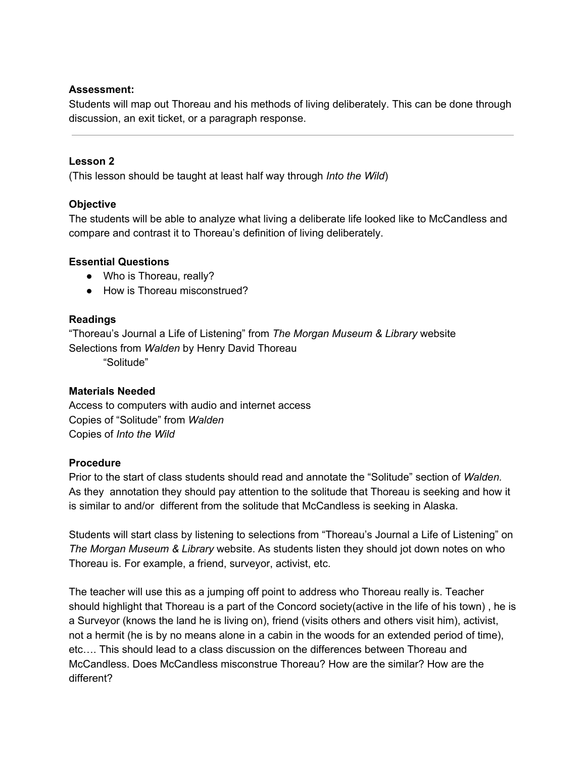**Assessment:**
Students will map out Thoreau and his methods of living deliberately. This can be done through discussion, an exit ticket, or a paragraph response.

---

**Lesson 2**
(This lesson should be taught at least half way through *Into the Wild*)

**Objective**
The students will be able to analyze what living a deliberate life looked like to McCandless and compare and contrast it to Thoreau's definition of living deliberately.

**Essential Questions**
- Who is Thoreau, really?
- How is Thoreau misconstrued?

**Readings**
"Thoreau's Journal a Life of Listening" from *The Morgan Museum & Library* website
Selections from *Walden* by Henry David Thoreau
    "Solitude"

**Materials Needed**
Access to computers with audio and internet access
Copies of "Solitude" from *Walden*
Copies of *Into the Wild*

**Procedure**
Prior to the start of class students should read and annotate the "Solitude" section of *Walden.* As they annotation they should pay attention to the solitude that Thoreau is seeking and how it is similar to and/or different from the solitude that McCandless is seeking in Alaska.

Students will start class by listening to selections from "Thoreau's Journal a Life of Listening" on *The Morgan Museum & Library* website. As students listen they should jot down notes on who Thoreau is. For example, a friend, surveyor, activist, etc.

The teacher will use this as a jumping off point to address who Thoreau really is. Teacher should highlight that Thoreau is a part of the Concord society(active in the life of his town) , he is a Surveyor (knows the land he is living on), friend (visits others and others visit him), activist, not a hermit (he is by no means alone in a cabin in the woods for an extended period of time), etc…. This should lead to a class discussion on the differences between Thoreau and McCandless. Does McCandless misconstrue Thoreau? How are the similar? How are the different?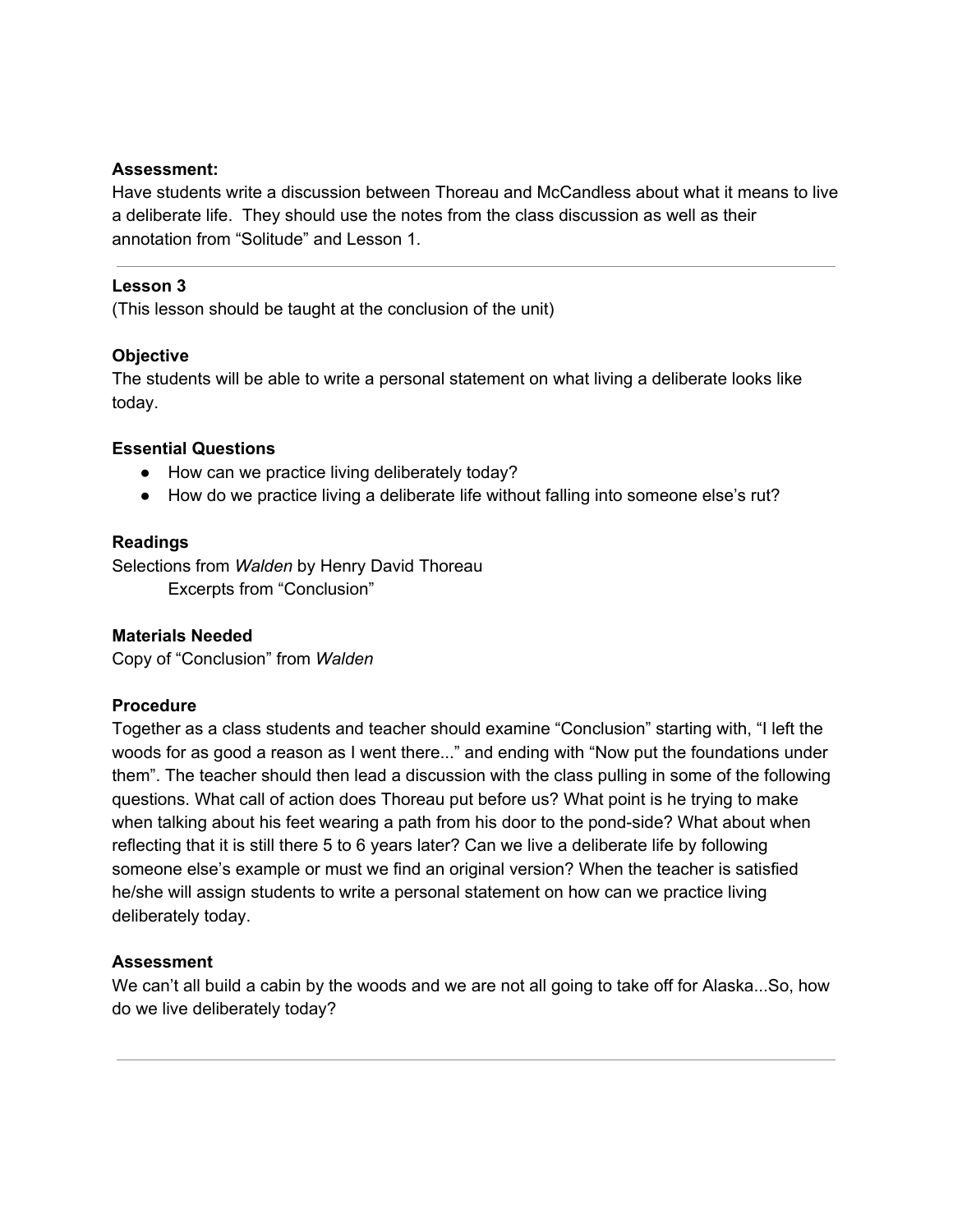**Assessment:**

Have students write a discussion between Thoreau and McCandless about what it means to live a deliberate life. They should use the notes from the class discussion as well as their annotation from "Solitude" and Lesson 1.

---

**Lesson 3**

(This lesson should be taught at the conclusion of the unit)

**Objective**

The students will be able to write a personal statement on what living a deliberate looks like today.

**Essential Questions**

- How can we practice living deliberately today?
- How do we practice living a deliberate life without falling into someone else's rut?

**Readings**

Selections from *Walden* by Henry David Thoreau

Excerpts from "Conclusion"

**Materials Needed**

Copy of "Conclusion" from *Walden*

**Procedure**

Together as a class students and teacher should examine "Conclusion" starting with, "I left the woods for as good a reason as I went there..." and ending with "Now put the foundations under them". The teacher should then lead a discussion with the class pulling in some of the following questions. What call of action does Thoreau put before us? What point is he trying to make when talking about his feet wearing a path from his door to the pond-side? What about when reflecting that it is still there 5 to 6 years later? Can we live a deliberate life by following someone else's example or must we find an original version? When the teacher is satisfied he/she will assign students to write a personal statement on how can we practice living deliberately today.

**Assessment**

We can't all build a cabin by the woods and we are not all going to take off for Alaska...So, how do we live deliberately today?

---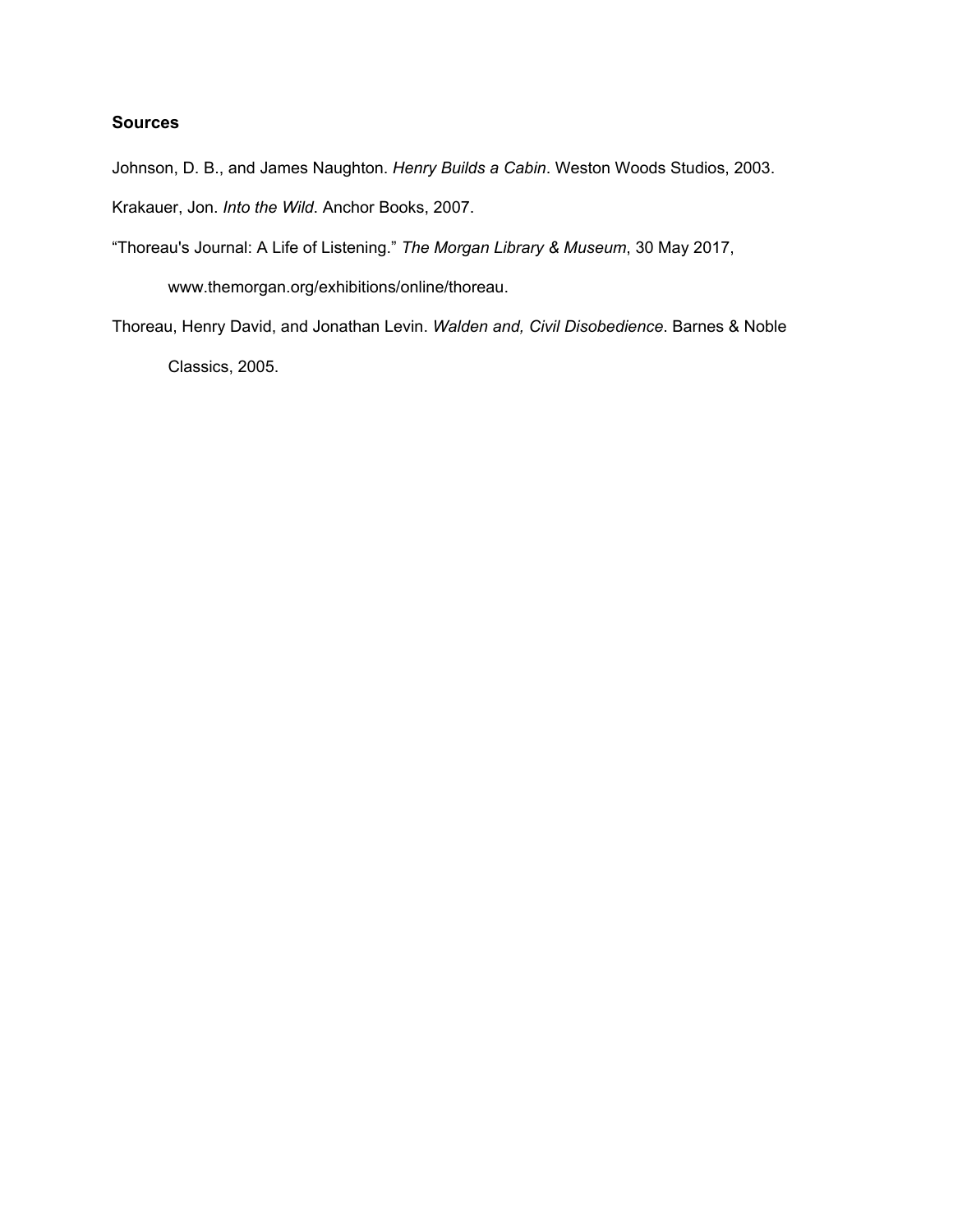**Sources**

Johnson, D. B., and James Naughton. *Henry Builds a Cabin*. Weston Woods Studios, 2003.

Krakauer, Jon. *Into the Wild*. Anchor Books, 2007.

“Thoreau's Journal: A Life of Listening.” *The Morgan Library & Museum*, 30 May 2017, www.themorgan.org/exhibitions/online/thoreau.

Thoreau, Henry David, and Jonathan Levin. *Walden and, Civil Disobedience*. Barnes & Noble Classics, 2005.